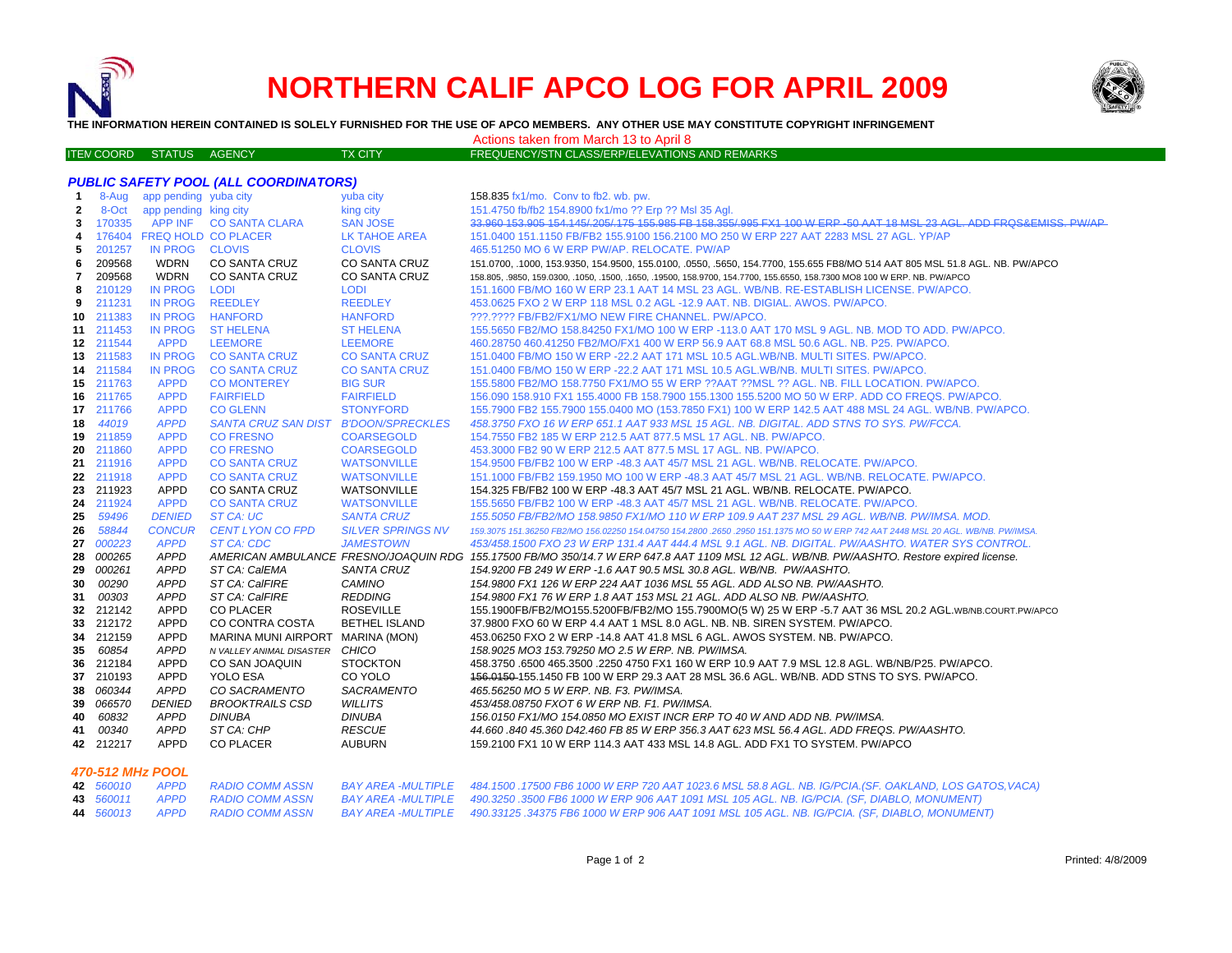# NORTHERN CALIF APCO LOG FOR APRIL 2009

**THE INFORMATION HEREIN CONTAINED IS SOLELY FURNISHED FOR THE USE OF APCO MEMBERS. ANY OTHER USE MAY CONSTITUTE COPYRIGHT INFRINGEMENT**

Actions taken from March 13 to April 8

| ITEM | COORD | STATUS | AGENCY | TX CITY | FREQUENCY/STN CLASS/ERP/ELEVATIONS AND REMARKS |
|---|---|---|---|---|---|
| | | | ***PUBLIC SAFETY POOL (ALL COORDINATORS)*** | | |
| 1 | 8-Aug | app pending | yuba city | yuba city | 158.835 fx1/mo. Conv to fb2. wb. pw. |
| 2 | 8-Oct | app pending | king city | king city | 151.4750 fb/fb2 154.8900 fx1/mo ?? Erp ?? Msl 35 Agl. |
| 3 | 170335 | APP INF | CO SANTA CLARA | SAN JOSE | ~~33.960 153.905 154.145/.205/.175 155.985 FB 158.355/.995 FX1 100 W ERP -50 AAT 18 MSL 23 AGL. ADD FRQS&EMISS. PW/AP~~ |
| 4 | 176404 | FREQ HOLD | CO PLACER | LK TAHOE AREA | 151.0400 151.1150 FB/FB2 155.9100 156.2100 MO 250 W ERP 227 AAT 2283 MSL 27 AGL. YP/AP |
| 5 | 201257 | IN PROG | CLOVIS | CLOVIS | 465.51250 MO 6 W ERP PW/AP. RELOCATE. PW/AP |
| 6 | 209568 | WDRN | CO SANTA CRUZ | CO SANTA CRUZ | 151.0700, .1000, 153.9350, 154.9500, 155.0100, .0550, .5650, 154.7700, 155.655 FB8/MO 514 AAT 805 MSL 51.8 AGL. NB. PW/APCO |
| 7 | 209568 | WDRN | CO SANTA CRUZ | CO SANTA CRUZ | 158.805, .9850, 159.0300, .1050, .1500, .1650, .19500, 158.9700, 154.7700, 155.6550, 158.7300 MO8 100 W ERP. NB. PW/APCO |
| 8 | 210129 | IN PROG | LODI | LODI | 151.1600 FB/MO 160 W ERP 23.1 AAT 14 MSL 23 AGL. WB/NB. RE-ESTABLISH LICENSE. PW/APCO. |
| 9 | 211231 | IN PROG | REEDLEY | REEDLEY | 453.0625 FXO 2 W ERP 118 MSL 0.2 AGL -12.9 AAT. NB. DIGIAL. AWOS. PW/APCO. |
| 10 | 211383 | IN PROG | HANFORD | HANFORD | ???.???? FB/FB2/FX1/MO NEW FIRE CHANNEL. PW/APCO. |
| 11 | 211453 | IN PROG | ST HELENA | ST HELENA | 155.5650 FB2/MO 158.84250 FX1/MO 100 W ERP -113.0 AAT 170 MSL 9 AGL. NB. MOD TO ADD. PW/APCO. |
| 12 | 211544 | APPD | LEEMORE | LEEMORE | 460.28750 460.41250 FB2/MO/FX1 400 W ERP 56.9 AAT 68.8 MSL 50.6 AGL. NB. P25. PW/APCO. |
| 13 | 211583 | IN PROG | CO SANTA CRUZ | CO SANTA CRUZ | 151.0400 FB/MO 150 W ERP -22.2 AAT 171 MSL 10.5 AGL.WB/NB. MULTI SITES. PW/APCO. |
| 14 | 211584 | IN PROG | CO SANTA CRUZ | CO SANTA CRUZ | 151.0400 FB/MO 150 W ERP -22.2 AAT 171 MSL 10.5 AGL.WB/NB. MULTI SITES. PW/APCO. |
| 15 | 211763 | APPD | CO MONTEREY | BIG SUR | 155.5800 FB2/MO 158.7750 FX1/MO 55 W ERP ??AAT ??MSL ?? AGL. NB. FILL LOCATION. PW/APCO. |
| 16 | 211765 | APPD | FAIRFIELD | FAIRFIELD | 156.090 158.910 FX1 155.4000 FB 158.7900 155.1300 155.5200 MO 50 W ERP. ADD CO FREQS. PW/APCO. |
| 17 | 211766 | APPD | CO GLENN | STONYFORD | 155.7900 FB2 155.7900 155.0400 MO (153.7850 FX1) 100 W ERP 142.5 AAT 488 MSL 24 AGL. WB/NB. PW/APCO. |
| 18 | *44019* | *APPD* | *SANTA CRUZ SAN DIST* | *B'DOON/SPRECKLES* | *458.3750 FXO 16 W ERP 651.1 AAT 933 MSL 15 AGL. NB. DIGITAL. ADD STNS TO SYS. PW/FCCA.* |
| 19 | 211859 | APPD | CO FRESNO | COARSEGOLD | 154.7550 FB2 185 W ERP 212.5 AAT 877.5 MSL 17 AGL. NB. PW/APCO. |
| 20 | 211860 | APPD | CO FRESNO | COARSEGOLD | 453.3000 FB2 90 W ERP 212.5 AAT 877.5 MSL 17 AGL. NB. PW/APCO. |
| 21 | 211916 | APPD | CO SANTA CRUZ | WATSONVILLE | 154.9500 FB/FB2 100 W ERP -48.3 AAT 45/7 MSL 21 AGL. WB/NB. RELOCATE. PW/APCO. |
| 22 | 211918 | APPD | CO SANTA CRUZ | WATSONVILLE | 151.1000 FB/FB2 159.1950 MO 100 W ERP -48.3 AAT 45/7 MSL 21 AGL. WB/NB. RELOCATE. PW/APCO. |
| 23 | 211923 | APPD | CO SANTA CRUZ | WATSONVILLE | 154.325 FB/FB2 100 W ERP -48.3 AAT 45/7 MSL 21 AGL. WB/NB. RELOCATE. PW/APCO. |
| 24 | 211924 | APPD | CO SANTA CRUZ | WATSONVILLE | 155.5650 FB/FB2 100 W ERP -48.3 AAT 45/7 MSL 21 AGL. WB/NB. RELOCATE. PW/APCO. |
| 25 | *59496* | *DENIED* | *ST CA: UC* | *SANTA CRUZ* | *155.5050 FB/FB2/MO 158.9850 FX1/MO 110 W ERP 109.9 AAT 237 MSL 29 AGL. WB/NB. PW/IMSA. MOD.* |
| 26 | *58844* | *CONCUR* | *CENT LYON CO FPD* | *SILVER SPRINGS NV* | *159.3075 151.36250 FB2/MO 156.02250 154.04750 154.2800 .2650 .2950 151.1375 MO 50 W ERP 742 AAT 2448 MSL 20 AGL. WB/NB. PW/IMSA.* |
| 27 | *000223* | *APPD* | *ST CA: CDC* | *JAMESTOWN* | *453/458.1500 FXO 23 W ERP 131.4 AAT 444.4 MSL 9.1 AGL. NB. DIGITAL. PW/AASHTO. WATER SYS CONTROL.* |
| 28 | *000265* | *APPD* | *AMERICAN AMBULANCE* | *FRESNO/JOAQUIN RDG* | *155.17500 FB/MO 350/14.7 W ERP 647.8 AAT 1109 MSL 12 AGL. WB/NB. PW/AASHTO. Restore expired license.* |
| 29 | *000261* | *APPD* | *ST CA: CalEMA* | *SANTA CRUZ* | *154.9200 FB 249 W ERP -1.6 AAT 90.5 MSL 30.8 AGL. WB/NB. PW/AASHTO.* |
| 30 | *00290* | *APPD* | *ST CA: CalFIRE* | *CAMINO* | *154.9800 FX1 126 W ERP 224 AAT 1036 MSL 55 AGL. ADD ALSO NB. PW/AASHTO.* |
| 31 | *00303* | *APPD* | *ST CA: CalFIRE* | *REDDING* | *154.9800 FX1 76 W ERP 1.8 AAT 153 MSL 21 AGL. ADD ALSO NB. PW/AASHTO.* |
| 32 | 212142 | APPD | CO PLACER | ROSEVILLE | 155.1900FB/FB2/MO155.5200FB/FB2/MO 155.7900MO(5 W) 25 W ERP -5.7 AAT 36 MSL 20.2 AGL.WB/NB.COURT.PW/APCO |
| 33 | 212172 | APPD | CO CONTRA COSTA | BETHEL ISLAND | 37.9800 FXO 60 W ERP 4.4 AAT 1 MSL 8.0 AGL. NB. NB. SIREN SYSTEM. PW/APCO. |
| 34 | 212159 | APPD | MARINA MUNI AIRPORT | MARINA (MON) | 453.06250 FXO 2 W ERP -14.8 AAT 41.8 MSL 6 AGL. AWOS SYSTEM. NB. PW/APCO. |
| 35 | *60854* | *APPD* | *N VALLEY ANIMAL DISASTER* | *CHICO* | *158.9025 MO3 153.79250 MO 2.5 W ERP. NB. PW/IMSA.* |
| 36 | 212184 | APPD | CO SAN JOAQUIN | STOCKTON | 458.3750 .6500 465.3500 .2250 4750 FX1 160 W ERP 10.9 AAT 7.9 MSL 12.8 AGL. WB/NB/P25. PW/APCO. |
| 37 | 210193 | APPD | YOLO ESA | CO YOLO | ~~156.0150~~ 155.1450 FB 100 W ERP 29.3 AAT 28 MSL 36.6 AGL. WB/NB. ADD STNS TO SYS. PW/APCO. |
| 38 | *060344* | *APPD* | *CO SACRAMENTO* | *SACRAMENTO* | *465.56250 MO 5 W ERP. NB. F3. PW/IMSA.* |
| 39 | *066570* | *DENIED* | *BROOKTRAILS CSD* | *WILLITS* | *453/458.08750 FXOT 6 W ERP NB. F1. PW/IMSA.* |
| 40 | *60832* | *APPD* | *DINUBA* | *DINUBA* | *156.0150 FX1/MO 154.0850 MO EXIST INCR ERP TO 40 W AND ADD NB. PW/IMSA.* |
| 41 | *00340* | *APPD* | *ST CA: CHP* | *RESCUE* | *44.660 .840 45.360 D42.460 FB 85 W ERP 356.3 AAT 623 MSL 56.4 AGL. ADD FREQS. PW/AASHTO.* |
| 42 | 212217 | APPD | CO PLACER | AUBURN | 159.2100 FX1 10 W ERP 114.3 AAT 433 MSL 14.8 AGL. ADD FX1 TO SYSTEM. PW/APCO |
| | ***470-512 MHz POOL*** | | | | |
| 42 | *560010* | *APPD* | *RADIO COMM ASSN* | *BAY AREA -MULTIPLE* | *484.1500 .17500 FB6 1000 W ERP 720 AAT 1023.6 MSL 58.8 AGL. NB. IG/PCIA.(SF. OAKLAND, LOS GATOS,VACA)* |
| 43 | *560011* | *APPD* | *RADIO COMM ASSN* | *BAY AREA -MULTIPLE* | *490.3250 .3500 FB6 1000 W ERP 906 AAT 1091 MSL 105 AGL. NB. IG/PCIA. (SF, DIABLO, MONUMENT)* |
| 44 | *560013* | *APPD* | *RADIO COMM ASSN* | *BAY AREA -MULTIPLE* | *490.33125 .34375 FB6 1000 W ERP 906 AAT 1091 MSL 105 AGL. NB. IG/PCIA. (SF, DIABLO, MONUMENT)* |

Printed: 4/8/2009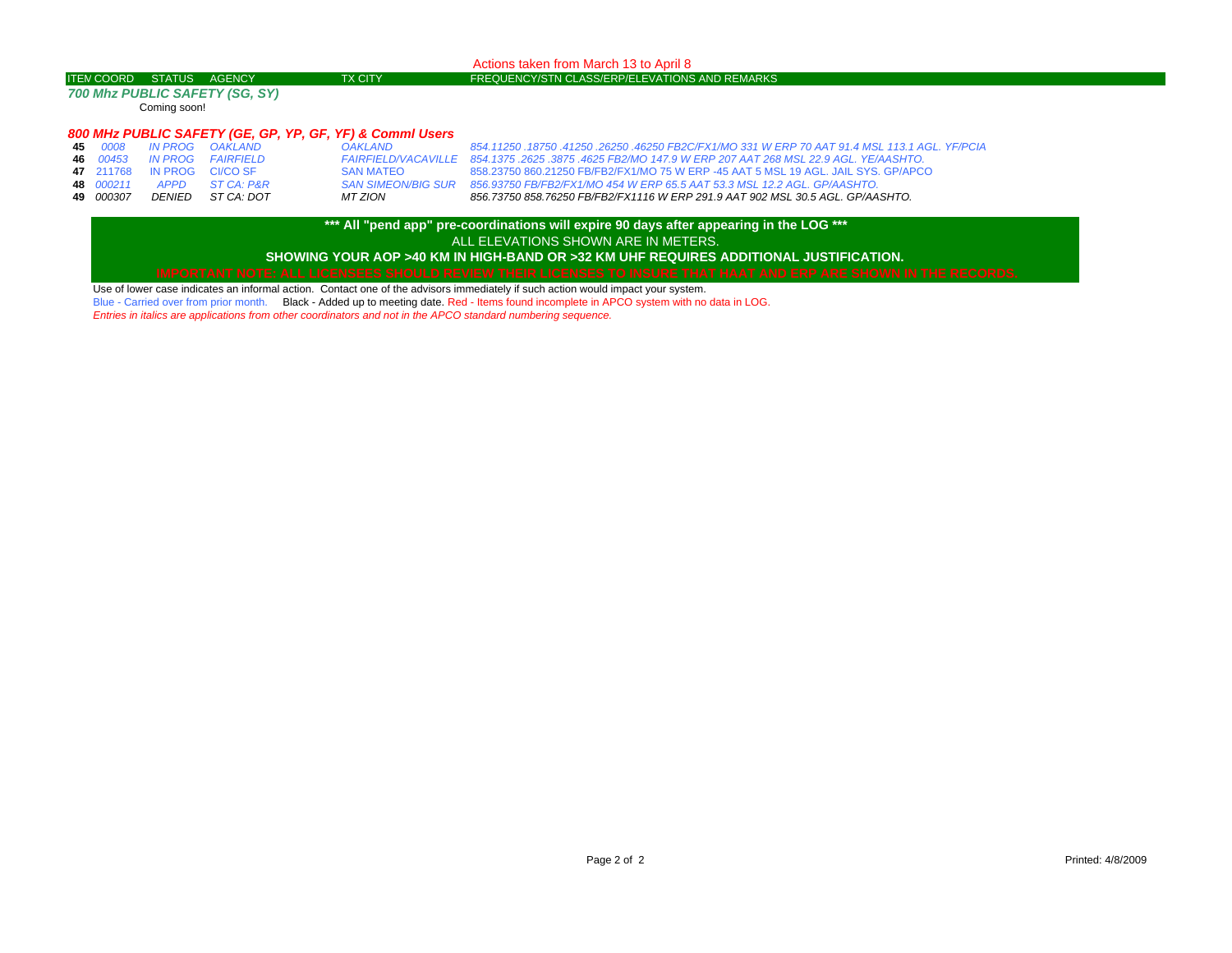Actions taken from March 13 to April 8

| ITEM | COORD | STATUS | AGENCY | TX CITY | FREQUENCY/STN CLASS/ERP/ELEVATIONS AND REMARKS |
|---|---|---|---|---|---|

### *700 Mhz PUBLIC SAFETY (SG, SY)*

Coming soon!

### *800 MHz PUBLIC SAFETY (GE, GP, YP, GF, YF) & Comml Users*

| ITEM | COORD | STATUS | AGENCY | TX CITY | FREQUENCY/STN CLASS/ERP/ELEVATIONS AND REMARKS |
|---|---|---|---|---|---|
| **45** | *0008* | *IN PROG* | *OAKLAND* | *OAKLAND* | *854.11250 .18750 .41250 .26250 .46250 FB2C/FX1/MO 331 W ERP 70 AAT 91.4 MSL 113.1 AGL. YF/PCIA* |
| **46** | *00453* | *IN PROG* | *FAIRFIELD* | *FAIRFIELD/VACAVILLE* | *854.1375 .2625 .3875 .4625 FB2/MO 147.9 W ERP 207 AAT 268 MSL 22.9 AGL. YE/AASHTO.* |
| **47** | 211768 | IN PROG | CI/CO SF | SAN MATEO | 858.23750 860.21250 FB/FB2/FX1/MO 75 W ERP -45 AAT 5 MSL 19 AGL. JAIL SYS. GP/APCO |
| **48** | *000211* | *APPD* | *ST CA: P&R* | *SAN SIMEON/BIG SUR* | *856.93750 FB/FB2/FX1/MO 454 W ERP 65.5 AAT 53.3 MSL 12.2 AGL. GP/AASHTO.* |
| **49** | *000307* | *DENIED* | *ST CA: DOT* | *MT ZION* | *856.73750 858.76250 FB/FB2/FX1116 W ERP 291.9 AAT 902 MSL 30.5 AGL. GP/AASHTO.* |

**\*\*\* All "pend app" pre-coordinations will expire 90 days after appearing in the LOG \*\*\***

ALL ELEVATIONS SHOWN ARE IN METERS.

**SHOWING YOUR AOP >40 KM IN HIGH-BAND OR >32 KM UHF REQUIRES ADDITIONAL JUSTIFICATION.**

**IMPORTANT NOTE: ALL LICENSEES SHOULD REVIEW THEIR LICENSES TO INSURE THAT HAAT AND ERP ARE SHOWN IN THE RECORDS.**

Use of lower case indicates an informal action. Contact one of the advisors immediately if such action would impact your system.

Blue - Carried over from prior month. Black - Added up to meeting date. Red - Items found incomplete in APCO system with no data in LOG.

*Entries in italics are applications from other coordinators and not in the APCO standard numbering sequence.*

Printed: 4/8/2009